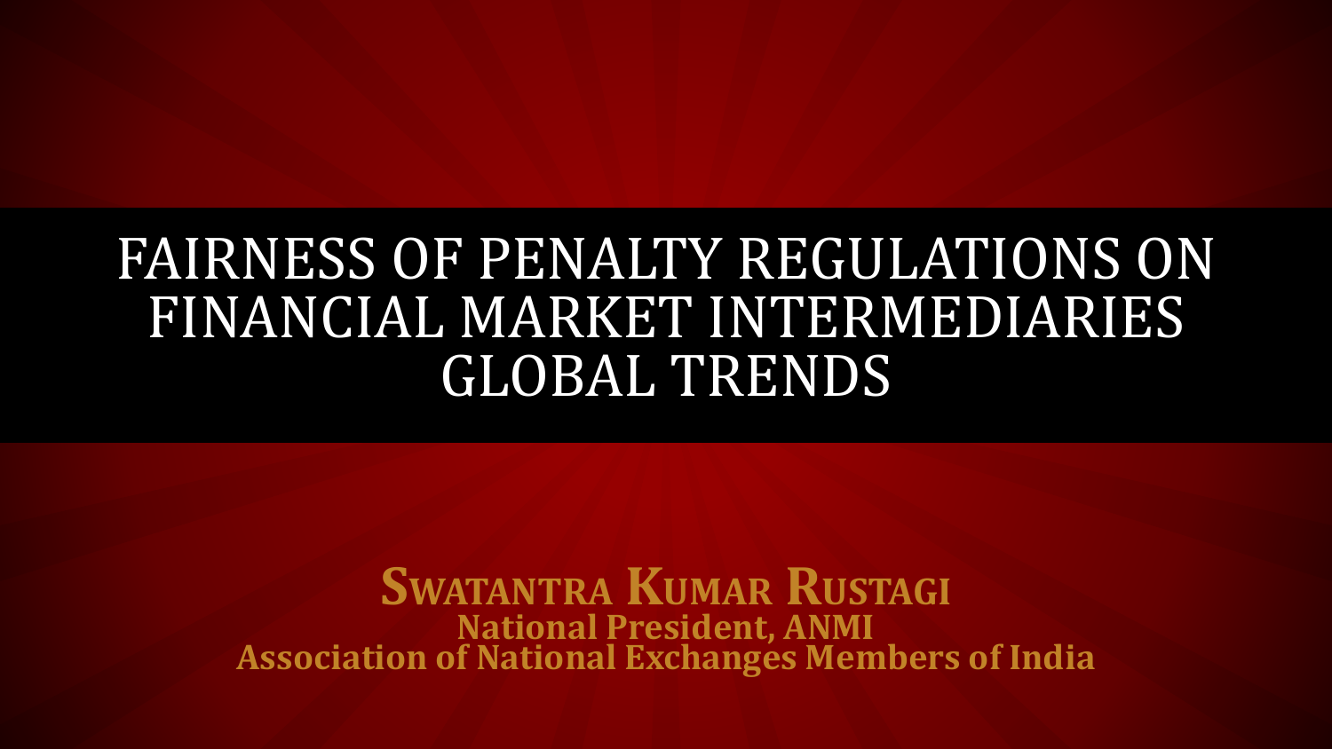# FAIRNESS OF PENALTY REGULATIONS ON FINANCIAL MARKET INTERMEDIARIES GLOBAL TRENDS

**Swatantra Kumar Rustagi**

**National President, ANMI**

**Association of National Exchanges Members of India**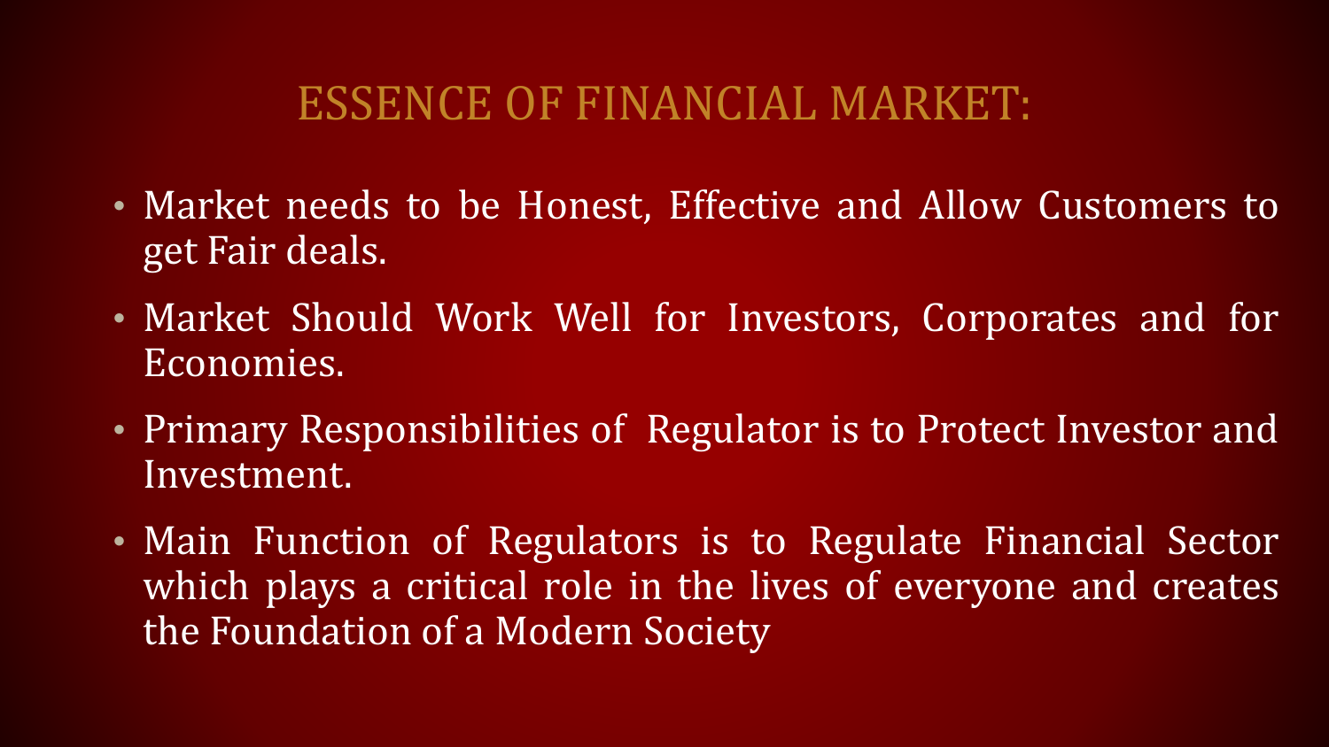# ESSENCE OF FINANCIAL MARKET:

- Market needs to be Honest, Effective and Allow Customers to get Fair deals.
- Market Should Work Well for Investors, Corporates and for Economies.
- Primary Responsibilities of Regulator is to Protect Investor and Investment.
- Main Function of Regulators is to Regulate Financial Sector which plays a critical role in the lives of everyone and creates the Foundation of a Modern Society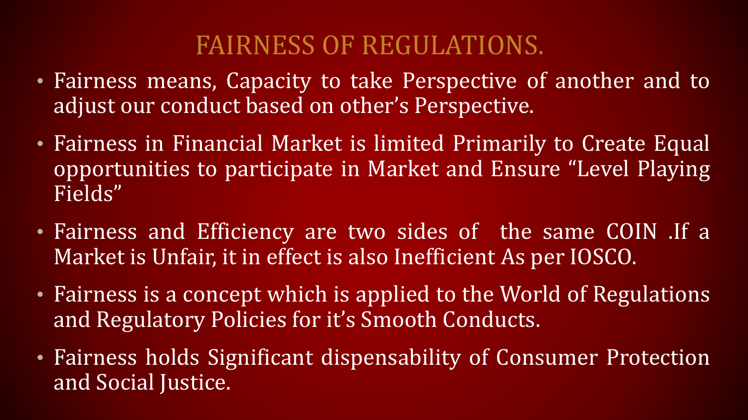# FAIRNESS OF REGULATIONS.

- Fairness means, Capacity to take Perspective of another and to adjust our conduct based on other's Perspective.
- Fairness in Financial Market is limited Primarily to Create Equal opportunities to participate in Market and Ensure "Level Playing Fields"
- Fairness and Efficiency are two sides of the same COIN .If a Market is Unfair, it in effect is also Inefficient As per IOSCO.
- Fairness is a concept which is applied to the World of Regulations and Regulatory Policies for it's Smooth Conducts.
- Fairness holds Significant dispensability of Consumer Protection and Social Justice.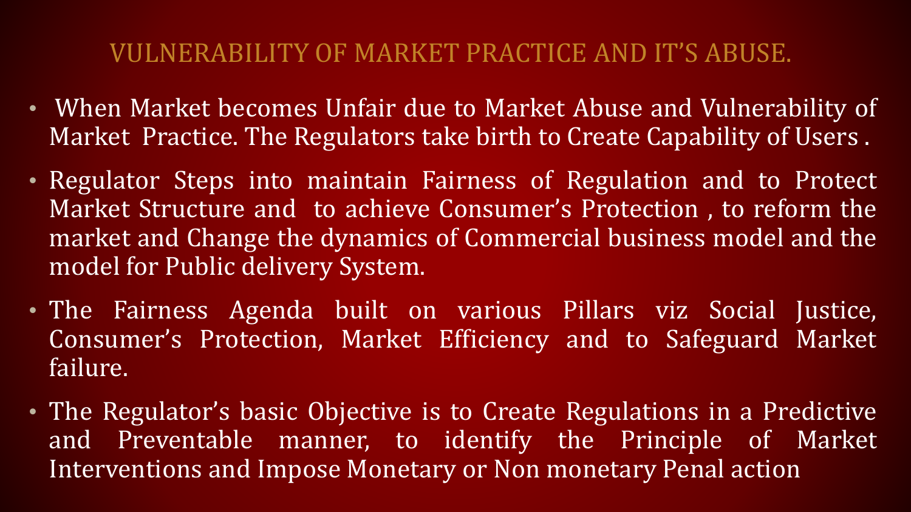# VULNERABILITY OF MARKET PRACTICE AND IT'S ABUSE.

- When Market becomes Unfair due to Market Abuse and Vulnerability of Market Practice. The Regulators take birth to Create Capability of Users .
- Regulator Steps into maintain Fairness of Regulation and to Protect Market Structure and to achieve Consumer's Protection , to reform the market and Change the dynamics of Commercial business model and the model for Public delivery System.
- The Fairness Agenda built on various Pillars viz Social Justice, Consumer's Protection, Market Efficiency and to Safeguard Market failure.
- The Regulator's basic Objective is to Create Regulations in a Predictive and Preventable manner, to identify the Principle of Market Interventions and Impose Monetary or Non monetary Penal action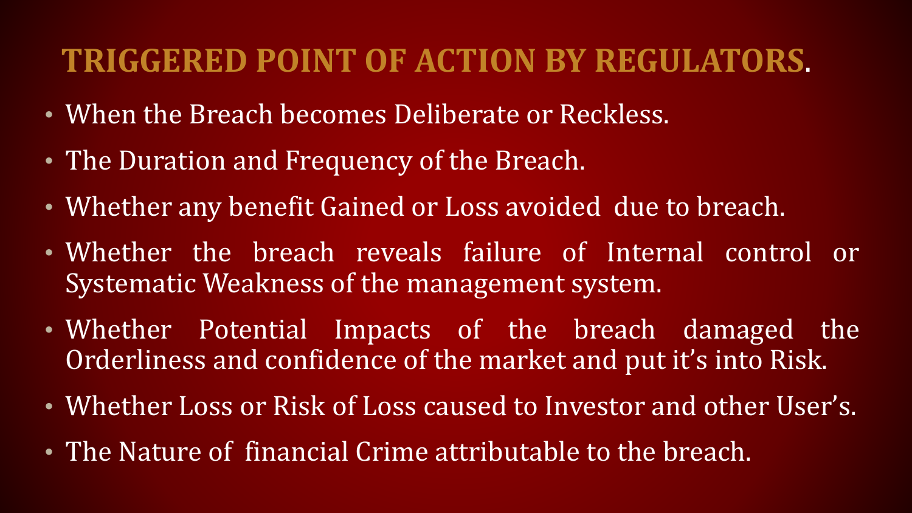## TRIGGERED POINT OF ACTION BY REGULATORS.

- When the Breach becomes Deliberate or Reckless.
- The Duration and Frequency of the Breach.
- Whether any benefit Gained or Loss avoided due to breach.
- Whether the breach reveals failure of Internal control or Systematic Weakness of the management system.
- Whether Potential Impacts of the breach damaged the Orderliness and confidence of the market and put it's into Risk.
- Whether Loss or Risk of Loss caused to Investor and other User's.
- The Nature of financial Crime attributable to the breach.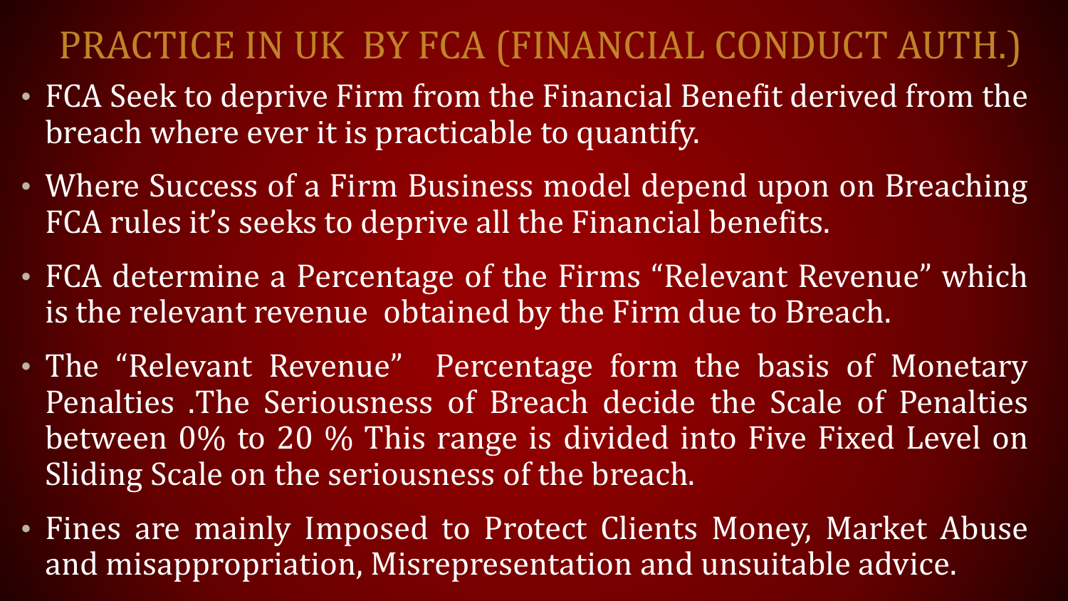# PRACTICE IN UK BY FCA (FINANCIAL CONDUCT AUTH.)

- FCA Seek to deprive Firm from the Financial Benefit derived from the breach where ever it is practicable to quantify.
- Where Success of a Firm Business model depend upon on Breaching FCA rules it's seeks to deprive all the Financial benefits.
- FCA determine a Percentage of the Firms "Relevant Revenue" which is the relevant revenue obtained by the Firm due to Breach.
- The "Relevant Revenue" Percentage form the basis of Monetary Penalties .The Seriousness of Breach decide the Scale of Penalties between 0% to 20 % This range is divided into Five Fixed Level on Sliding Scale on the seriousness of the breach.
- Fines are mainly Imposed to Protect Clients Money, Market Abuse and misappropriation, Misrepresentation and unsuitable advice.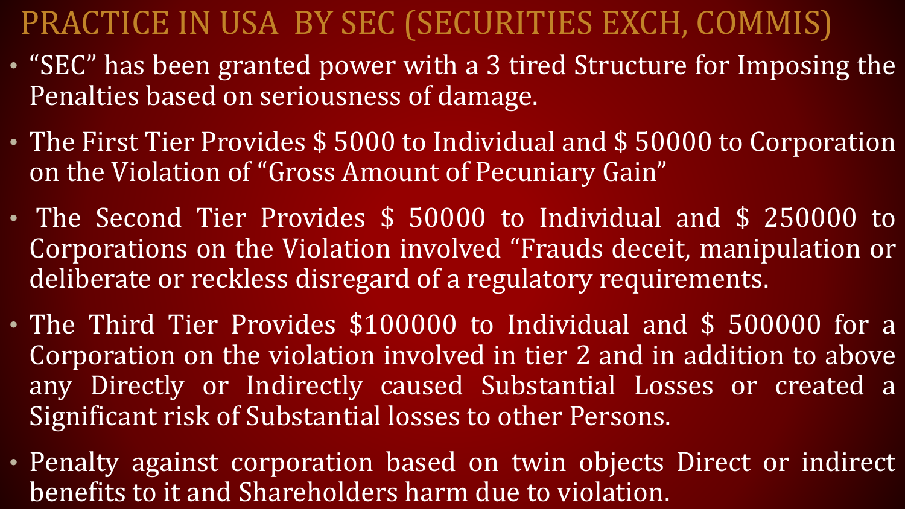# PRACTICE IN USA BY SEC (SECURITIES EXCH, COMMIS)

- "SEC" has been granted power with a 3 tired Structure for Imposing the Penalties based on seriousness of damage.
- The First Tier Provides $ 5000 to Individual and $ 50000 to Corporation on the Violation of "Gross Amount of Pecuniary Gain"
- The Second Tier Provides $ 50000 to Individual and $ 250000 to Corporations on the Violation involved "Frauds deceit, manipulation or deliberate or reckless disregard of a regulatory requirements.
- The Third Tier Provides $100000 to Individual and $ 500000 for a Corporation on the violation involved in tier 2 and in addition to above any Directly or Indirectly caused Substantial Losses or created a Significant risk of Substantial losses to other Persons.
- Penalty against corporation based on twin objects Direct or indirect benefits to it and Shareholders harm due to violation.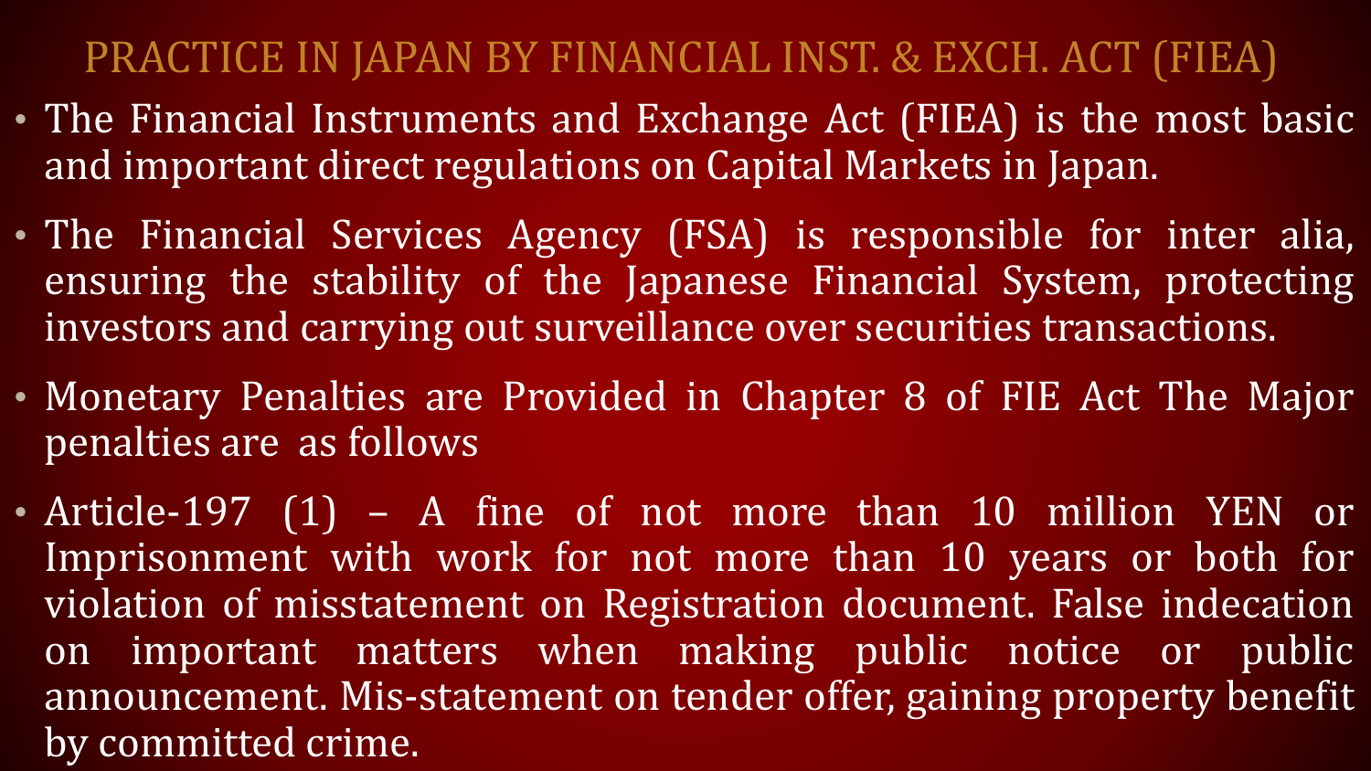# PRACTICE IN JAPAN BY FINANCIAL INST. & EXCH. ACT (FIEA)

- The Financial Instruments and Exchange Act (FIEA) is the most basic and important direct regulations on Capital Markets in Japan.
- The Financial Services Agency (FSA) is responsible for inter alia, ensuring the stability of the Japanese Financial System, protecting investors and carrying out surveillance over securities transactions.
- Monetary Penalties are Provided in Chapter 8 of FIE Act The Major penalties are as follows
- Article-197 (1) – A fine of not more than 10 million YEN or Imprisonment with work for not more than 10 years or both for violation of misstatement on Registration document. False indecation on important matters when making public notice or public announcement. Mis-statement on tender offer, gaining property benefit by committed crime.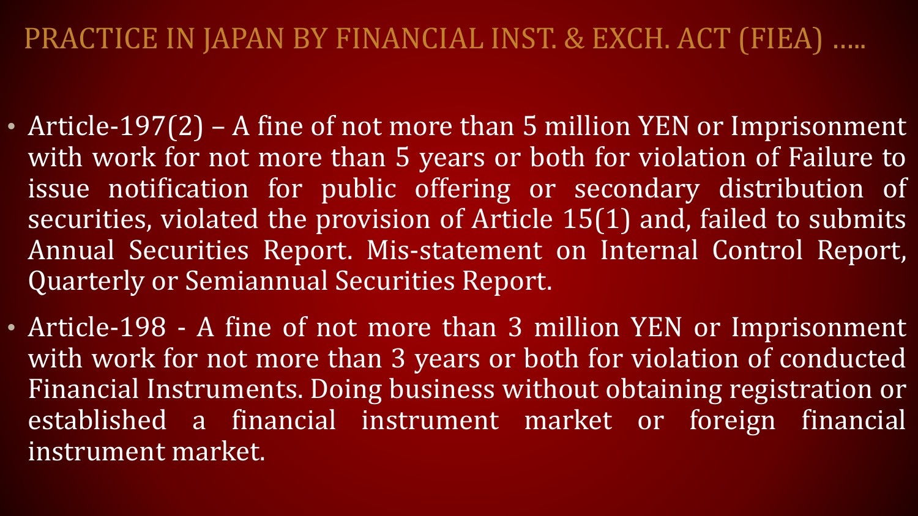# PRACTICE IN JAPAN BY FINANCIAL INST. & EXCH. ACT (FIEA) .....

- Article-197(2) – A fine of not more than 5 million YEN or Imprisonment with work for not more than 5 years or both for violation of Failure to issue notification for public offering or secondary distribution of securities, violated the provision of Article 15(1) and, failed to submits Annual Securities Report. Mis-statement on Internal Control Report, Quarterly or Semiannual Securities Report.
- Article-198 - A fine of not more than 3 million YEN or Imprisonment with work for not more than 3 years or both for violation of conducted Financial Instruments. Doing business without obtaining registration or established a financial instrument market or foreign financial instrument market.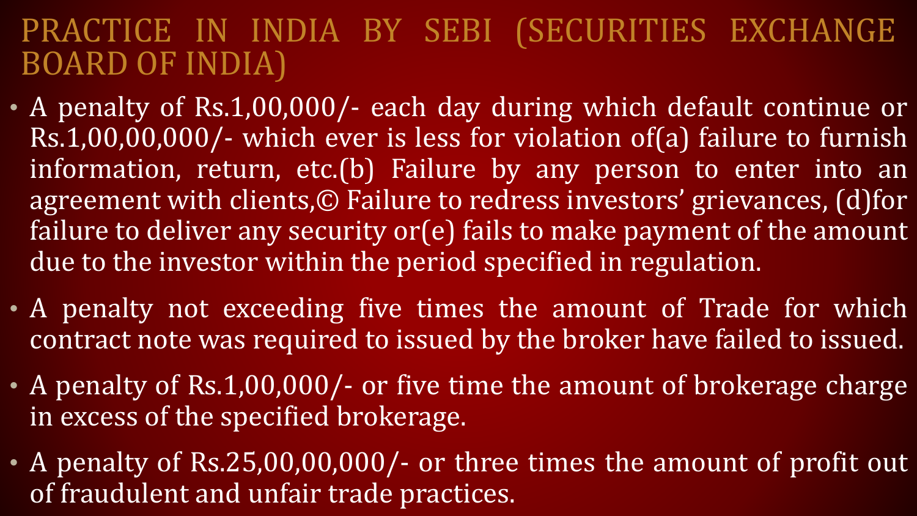# PRACTICE IN INDIA BY SEBI (SECURITIES EXCHANGE BOARD OF INDIA)

- A penalty of Rs.1,00,000/- each day during which default continue or Rs.1,00,00,000/- which ever is less for violation of(a) failure to furnish information, return, etc.(b) Failure by any person to enter into an agreement with clients,© Failure to redress investors' grievances, (d)for failure to deliver any security or(e) fails to make payment of the amount due to the investor within the period specified in regulation.
- A penalty not exceeding five times the amount of Trade for which contract note was required to issued by the broker have failed to issued.
- A penalty of Rs.1,00,000/- or five time the amount of brokerage charge in excess of the specified brokerage.
- A penalty of Rs.25,00,00,000/- or three times the amount of profit out of fraudulent and unfair trade practices.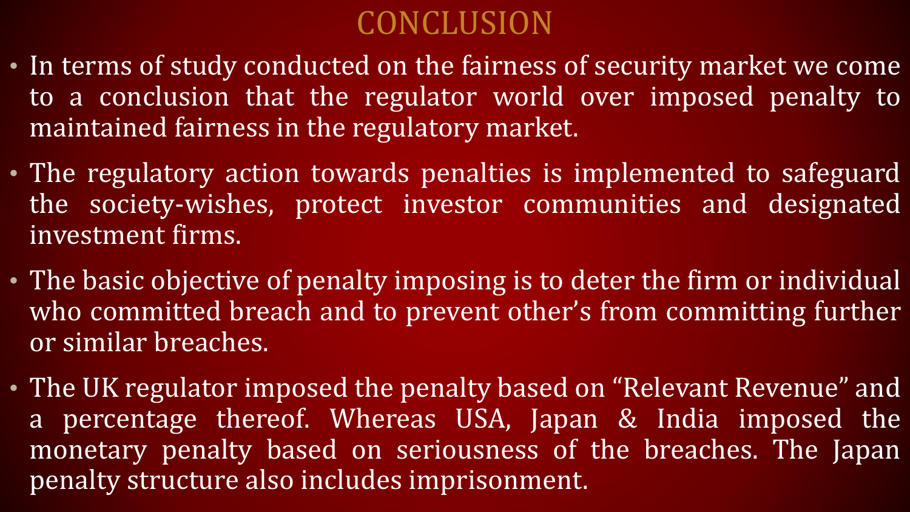# CONCLUSION

- In terms of study conducted on the fairness of security market we come to a conclusion that the regulator world over imposed penalty to maintained fairness in the regulatory market.
- The regulatory action towards penalties is implemented to safeguard the society-wishes, protect investor communities and designated investment firms.
- The basic objective of penalty imposing is to deter the firm or individual who committed breach and to prevent other's from committing further or similar breaches.
- The UK regulator imposed the penalty based on "Relevant Revenue" and a percentage thereof. Whereas USA, Japan & India imposed the monetary penalty based on seriousness of the breaches. The Japan penalty structure also includes imprisonment.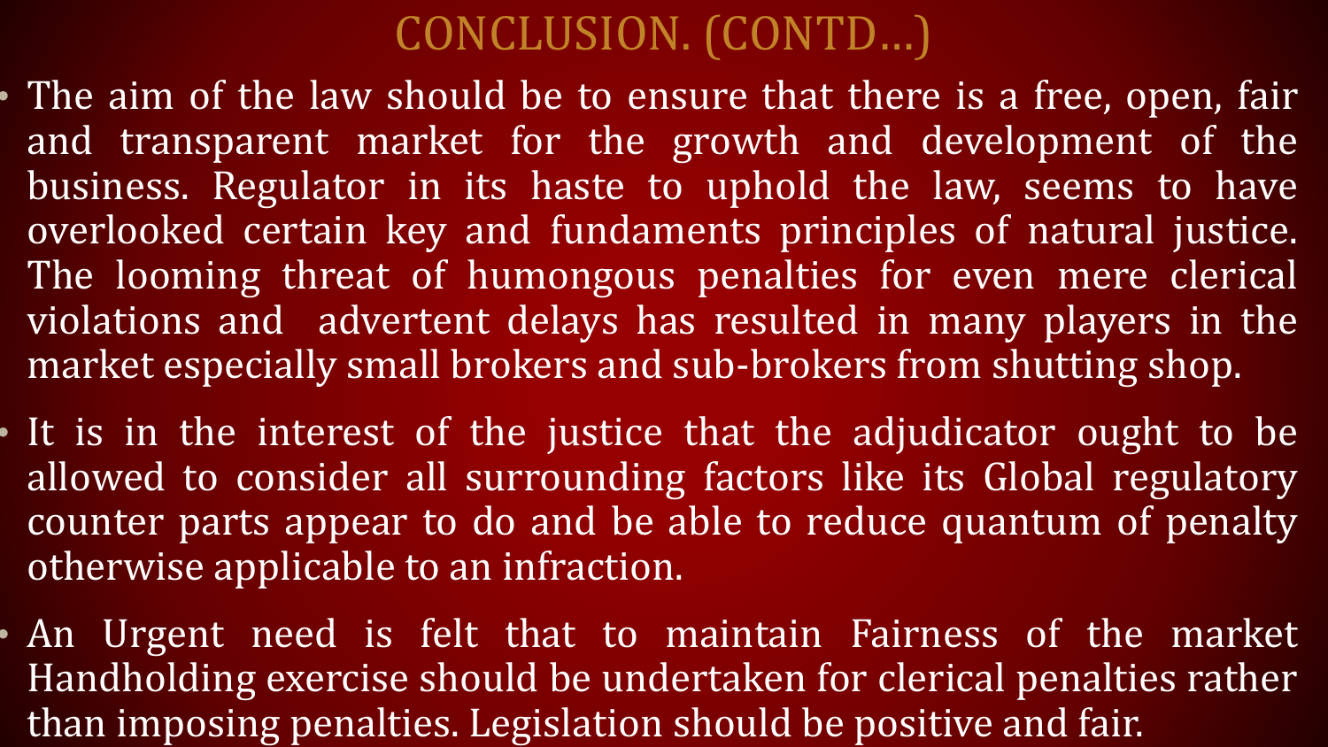# CONCLUSION. (CONTD…)

- The aim of the law should be to ensure that there is a free, open, fair and transparent market for the growth and development of the business. Regulator in its haste to uphold the law, seems to have overlooked certain key and fundaments principles of natural justice. The looming threat of humongous penalties for even mere clerical violations and advertent delays has resulted in many players in the market especially small brokers and sub-brokers from shutting shop.
- It is in the interest of the justice that the adjudicator ought to be allowed to consider all surrounding factors like its Global regulatory counter parts appear to do and be able to reduce quantum of penalty otherwise applicable to an infraction.
- An Urgent need is felt that to maintain Fairness of the market Handholding exercise should be undertaken for clerical penalties rather than imposing penalties. Legislation should be positive and fair.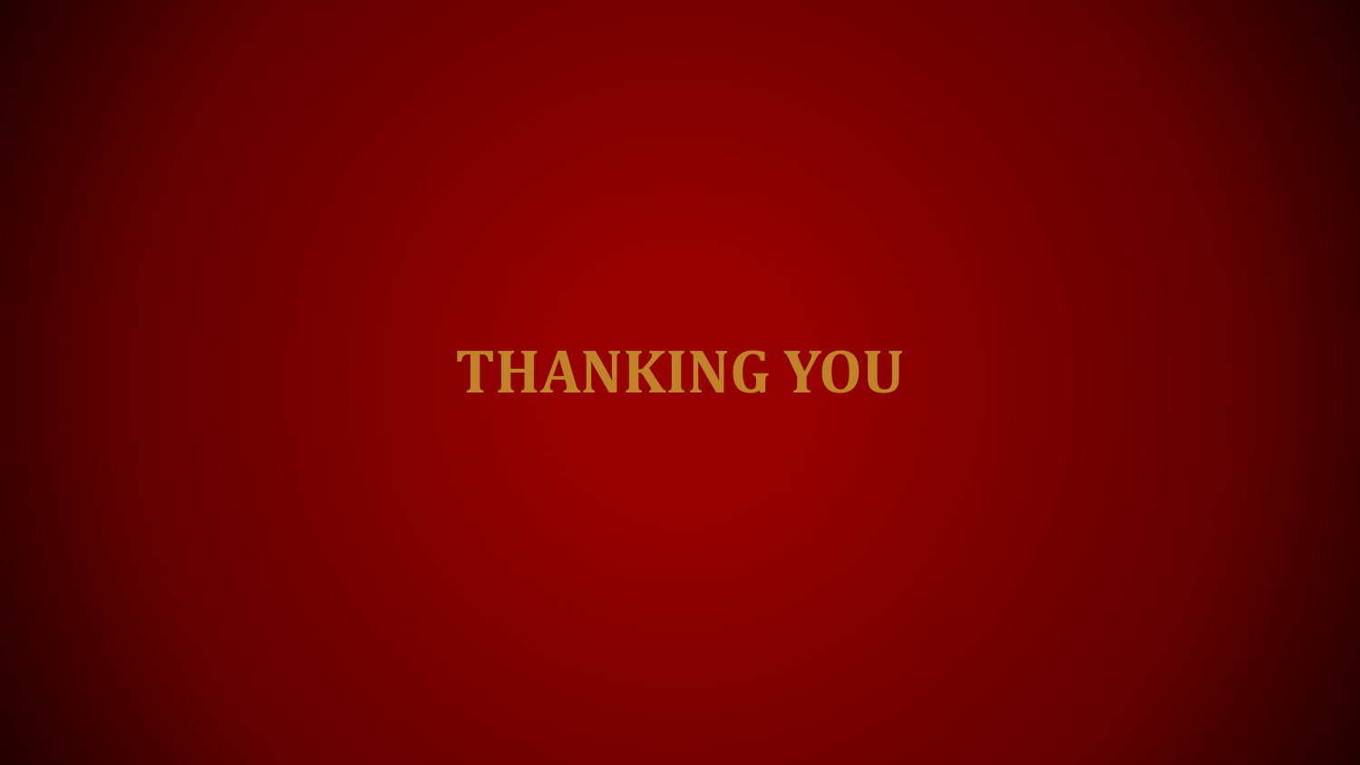# THANKING YOU